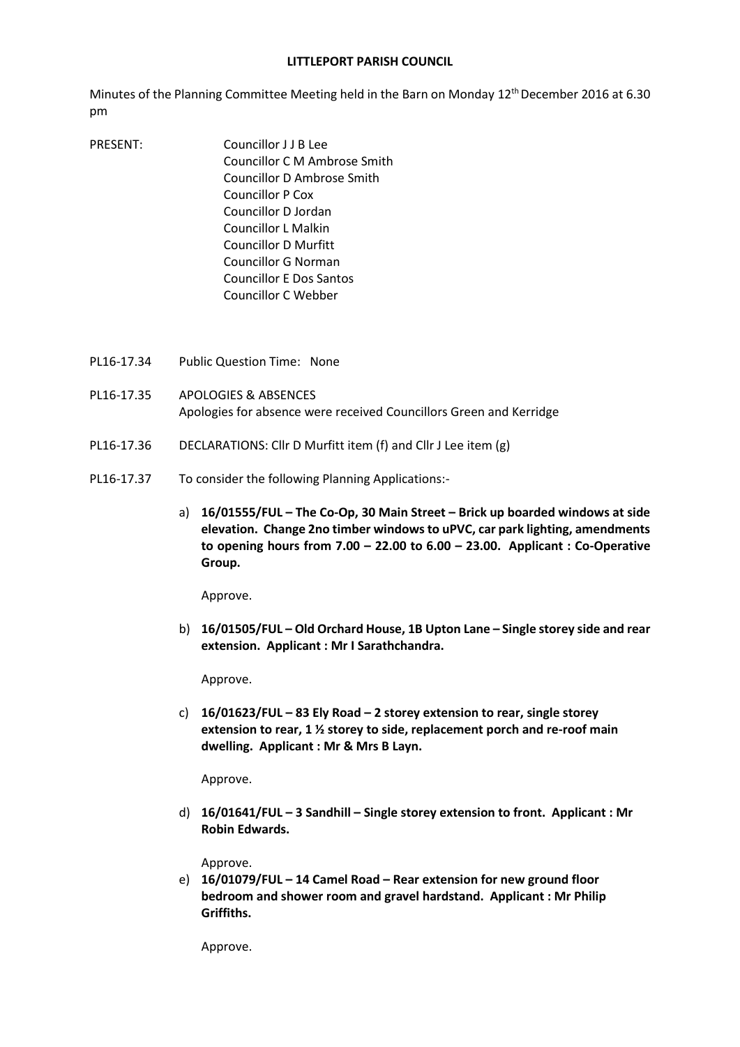**LITTLEPORT PARISH COUNCIL**

Minutes of the Planning Committee Meeting held in the Barn on Monday 12th December 2016 at 6.30 pm

PRESENT:
- Councillor J J B Lee
- Councillor C M Ambrose Smith
- Councillor D Ambrose Smith
- Councillor P Cox
- Councillor D Jordan
- Councillor L Malkin
- Councillor D Murfitt
- Councillor G Norman
- Councillor E Dos Santos
- Councillor C Webber

PL16-17.34 Public Question Time: None

PL16-17.35 APOLOGIES & ABSENCES
Apologies for absence were received Councillors Green and Kerridge

PL16-17.36 DECLARATIONS: Cllr D Murfitt item (f) and Cllr J Lee item (g)

PL16-17.37 To consider the following Planning Applications:-

a) **16/01555/FUL – The Co-Op, 30 Main Street – Brick up boarded windows at side elevation. Change 2no timber windows to uPVC, car park lighting, amendments to opening hours from 7.00 – 22.00 to 6.00 – 23.00. Applicant : Co-Operative Group.**

   Approve.

b) **16/01505/FUL – Old Orchard House, 1B Upton Lane – Single storey side and rear extension. Applicant : Mr I Sarathchandra.**

   Approve.

c) **16/01623/FUL – 83 Ely Road – 2 storey extension to rear, single storey extension to rear, 1 ½ storey to side, replacement porch and re-roof main dwelling. Applicant : Mr & Mrs B Layn.**

   Approve.

d) **16/01641/FUL – 3 Sandhill – Single storey extension to front. Applicant : Mr Robin Edwards.**

   Approve.

e) **16/01079/FUL – 14 Camel Road – Rear extension for new ground floor bedroom and shower room and gravel hardstand. Applicant : Mr Philip Griffiths.**

   Approve.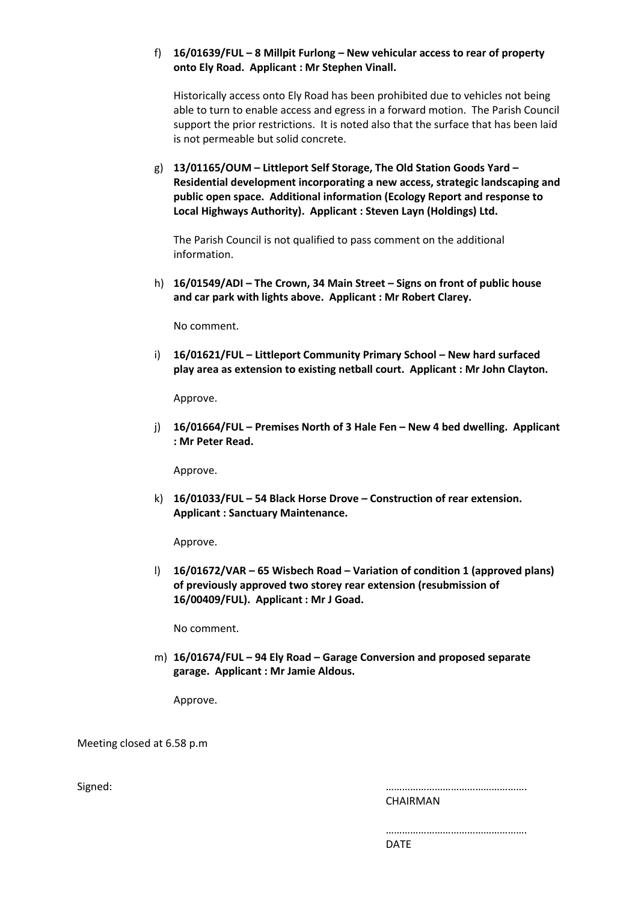f) **16/01639/FUL – 8 Millpit Furlong – New vehicular access to rear of property onto Ely Road. Applicant : Mr Stephen Vinall.**

   Historically access onto Ely Road has been prohibited due to vehicles not being able to turn to enable access and egress in a forward motion. The Parish Council support the prior restrictions. It is noted also that the surface that has been laid is not permeable but solid concrete.

g) **13/01165/OUM – Littleport Self Storage, The Old Station Goods Yard – Residential development incorporating a new access, strategic landscaping and public open space. Additional information (Ecology Report and response to Local Highways Authority). Applicant : Steven Layn (Holdings) Ltd.**

   The Parish Council is not qualified to pass comment on the additional information.

h) **16/01549/ADI – The Crown, 34 Main Street – Signs on front of public house and car park with lights above. Applicant : Mr Robert Clarey.**

   No comment.

i) **16/01621/FUL – Littleport Community Primary School – New hard surfaced play area as extension to existing netball court. Applicant : Mr John Clayton.**

   Approve.

j) **16/01664/FUL – Premises North of 3 Hale Fen – New 4 bed dwelling. Applicant : Mr Peter Read.**

   Approve.

k) **16/01033/FUL – 54 Black Horse Drove – Construction of rear extension. Applicant : Sanctuary Maintenance.**

   Approve.

l) **16/01672/VAR – 65 Wisbech Road – Variation of condition 1 (approved plans) of previously approved two storey rear extension (resubmission of 16/00409/FUL). Applicant : Mr J Goad.**

   No comment.

m) **16/01674/FUL – 94 Ely Road – Garage Conversion and proposed separate garage. Applicant : Mr Jamie Aldous.**

   Approve.

Meeting closed at 6.58 p.m

Signed: …………………………………………….
CHAIRMAN

…………………………………………….
DATE